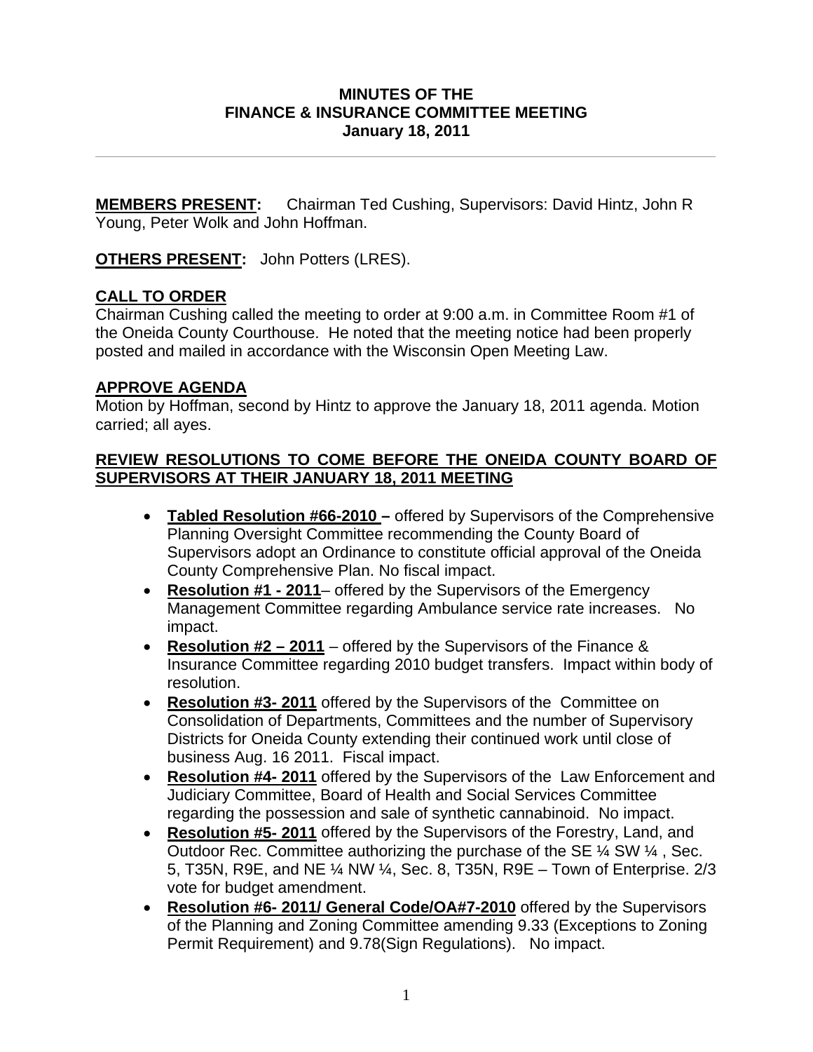# MINUTES OF THE FINANCE & INSURANCE COMMITTEE MEETING
## January 18, 2011

---

**MEMBERS PRESENT:** Chairman Ted Cushing, Supervisors: David Hintz, John R Young, Peter Wolk and John Hoffman.

**OTHERS PRESENT:** John Potters (LRES).

**CALL TO ORDER**

Chairman Cushing called the meeting to order at 9:00 a.m. in Committee Room #1 of the Oneida County Courthouse. He noted that the meeting notice had been properly posted and mailed in accordance with the Wisconsin Open Meeting Law.

**APPROVE AGENDA**

Motion by Hoffman, second by Hintz to approve the January 18, 2011 agenda. Motion carried; all ayes.

**REVIEW RESOLUTIONS TO COME BEFORE THE ONEIDA COUNTY BOARD OF SUPERVISORS AT THEIR JANUARY 18, 2011 MEETING**

- **Tabled Resolution #66-2010 –** offered by Supervisors of the Comprehensive Planning Oversight Committee recommending the County Board of Supervisors adopt an Ordinance to constitute official approval of the Oneida County Comprehensive Plan. No fiscal impact.
- **Resolution #1 - 2011**– offered by the Supervisors of the Emergency Management Committee regarding Ambulance service rate increases. No impact.
- **Resolution #2 – 2011** – offered by the Supervisors of the Finance & Insurance Committee regarding 2010 budget transfers. Impact within body of resolution.
- **Resolution #3- 2011** offered by the Supervisors of the Committee on Consolidation of Departments, Committees and the number of Supervisory Districts for Oneida County extending their continued work until close of business Aug. 16 2011. Fiscal impact.
- **Resolution #4- 2011** offered by the Supervisors of the Law Enforcement and Judiciary Committee, Board of Health and Social Services Committee regarding the possession and sale of synthetic cannabinoid. No impact.
- **Resolution #5- 2011** offered by the Supervisors of the Forestry, Land, and Outdoor Rec. Committee authorizing the purchase of the SE ¼ SW ¼ , Sec. 5, T35N, R9E, and NE ¼ NW ¼, Sec. 8, T35N, R9E – Town of Enterprise. 2/3 vote for budget amendment.
- **Resolution #6- 2011/ General Code/OA#7-2010** offered by the Supervisors of the Planning and Zoning Committee amending 9.33 (Exceptions to Zoning Permit Requirement) and 9.78(Sign Regulations). No impact.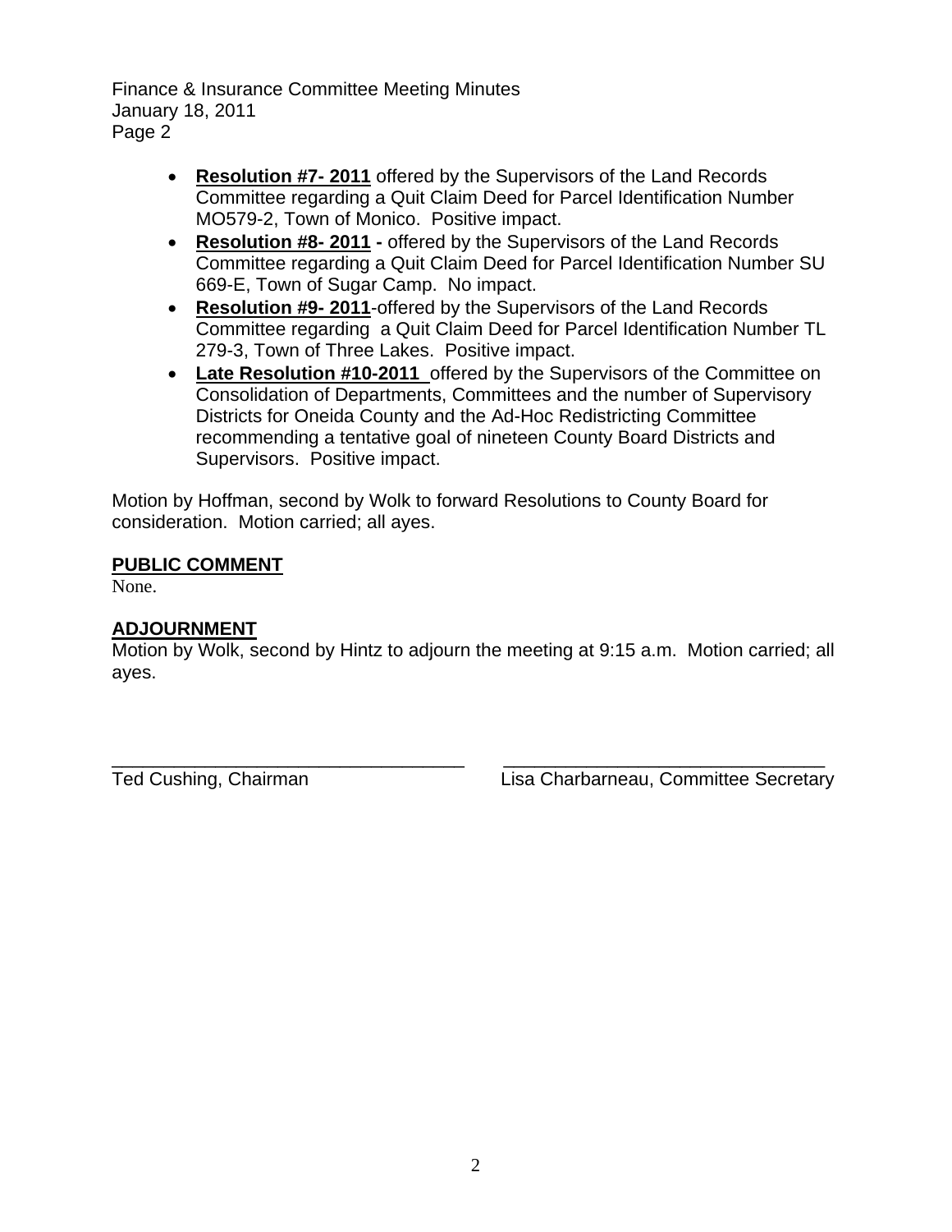- **Resolution #7- 2011** offered by the Supervisors of the Land Records Committee regarding a Quit Claim Deed for Parcel Identification Number MO579-2, Town of Monico. Positive impact.
- **Resolution #8- 2011 -** offered by the Supervisors of the Land Records Committee regarding a Quit Claim Deed for Parcel Identification Number SU 669-E, Town of Sugar Camp. No impact.
- **Resolution #9- 2011**-offered by the Supervisors of the Land Records Committee regarding a Quit Claim Deed for Parcel Identification Number TL 279-3, Town of Three Lakes. Positive impact.
- **Late Resolution #10-2011** offered by the Supervisors of the Committee on Consolidation of Departments, Committees and the number of Supervisory Districts for Oneida County and the Ad-Hoc Redistricting Committee recommending a tentative goal of nineteen County Board Districts and Supervisors. Positive impact.

Motion by Hoffman, second by Wolk to forward Resolutions to County Board for consideration. Motion carried; all ayes.

## PUBLIC COMMENT

None.

## ADJOURNMENT

Motion by Wolk, second by Hintz to adjourn the meeting at 9:15 a.m. Motion carried; all ayes.

\_\_\_\_\_\_\_\_\_\_\_\_\_\_\_\_\_\_\_\_\_\_\_\_\_\_\_\_\_\_\_\_\_\_\_
Ted Cushing, Chairman

\_\_\_\_\_\_\_\_\_\_\_\_\_\_\_\_\_\_\_\_\_\_\_\_\_\_\_\_\_\_\_\_\_\_\_
Lisa Charbarneau, Committee Secretary